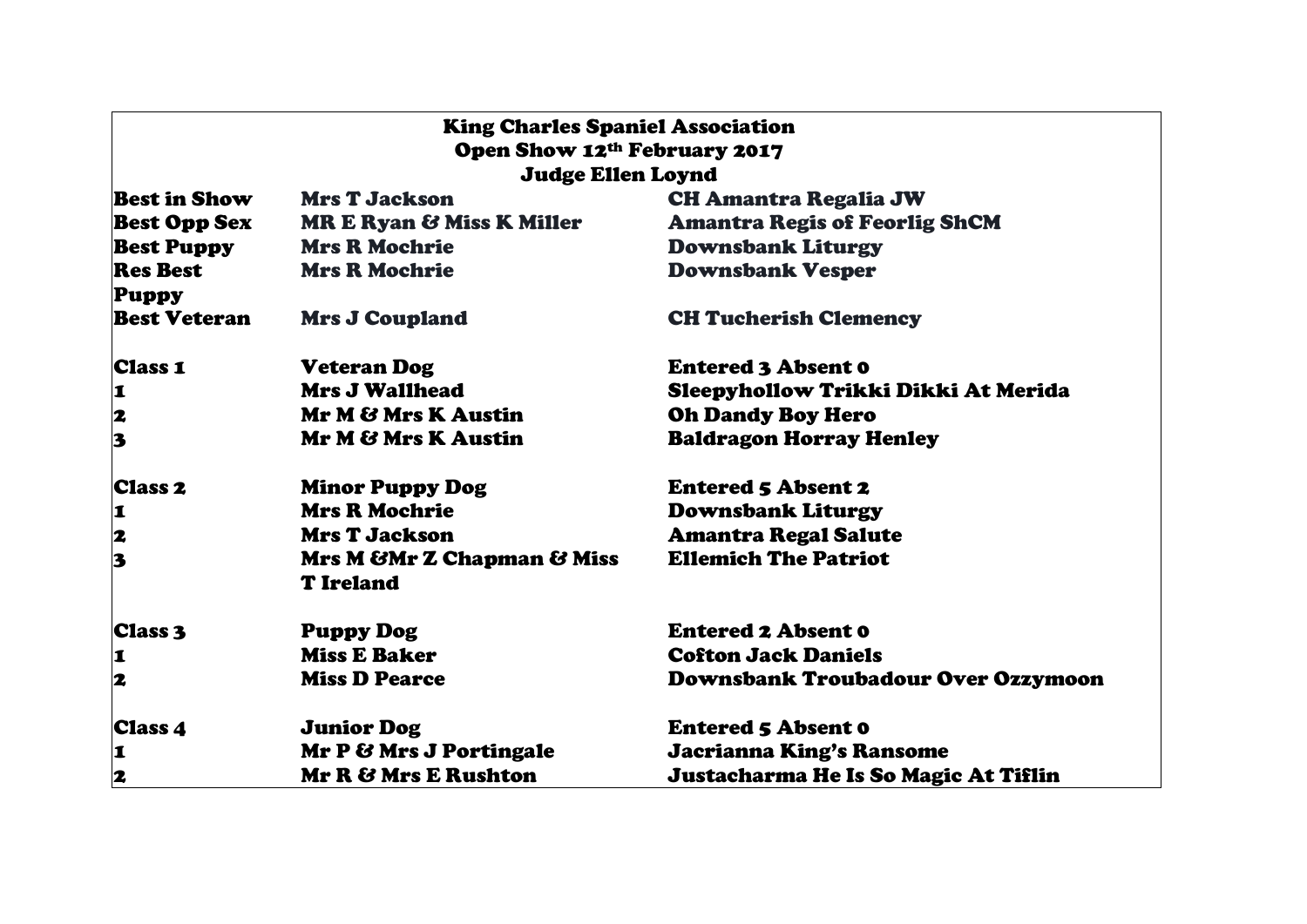# King Charles Spaniel Association

## Open Show 12th February 2017

### Judge Ellen Loynd

| | | |
|---|---|---|
| **Best in Show** | **Mrs T Jackson** | **CH Amantra Regalia JW** |
| **Best Opp Sex** | **MR E Ryan & Miss K Miller** | **Amantra Regis of Feorlig ShCM** |
| **Best Puppy** | **Mrs R Mochrie** | **Downsbank Liturgy** |
| **Res Best Puppy** | **Mrs R Mochrie** | **Downsbank Vesper** |
| **Best Veteran** | **Mrs J Coupland** | **CH Tucherish Clemency** |
| | | |
| **Class 1** | **Veteran Dog** | **Entered 3 Absent 0** |
| **1** | **Mrs J Wallhead** | **Sleepyhollow Trikki Dikki At Merida** |
| **2** | **Mr M & Mrs K Austin** | **Oh Dandy Boy Hero** |
| **3** | **Mr M & Mrs K Austin** | **Baldragon Horray Henley** |
| | | |
| **Class 2** | **Minor Puppy Dog** | **Entered 5 Absent 2** |
| **1** | **Mrs R Mochrie** | **Downsbank Liturgy** |
| **2** | **Mrs T Jackson** | **Amantra Regal Salute** |
| **3** | **Mrs M &Mr Z Chapman & Miss T Ireland** | **Ellemich The Patriot** |
| | | |
| **Class 3** | **Puppy Dog** | **Entered 2 Absent 0** |
| **1** | **Miss E Baker** | **Cofton Jack Daniels** |
| **2** | **Miss D Pearce** | **Downsbank Troubadour Over Ozzymoon** |
| | | |
| **Class 4** | **Junior Dog** | **Entered 5 Absent 0** |
| **1** | **Mr P & Mrs J Portingale** | **Jacrianna King's Ransome** |
| **2** | **Mr R & Mrs E Rushton** | **Justacharma He Is So Magic At Tiflin** |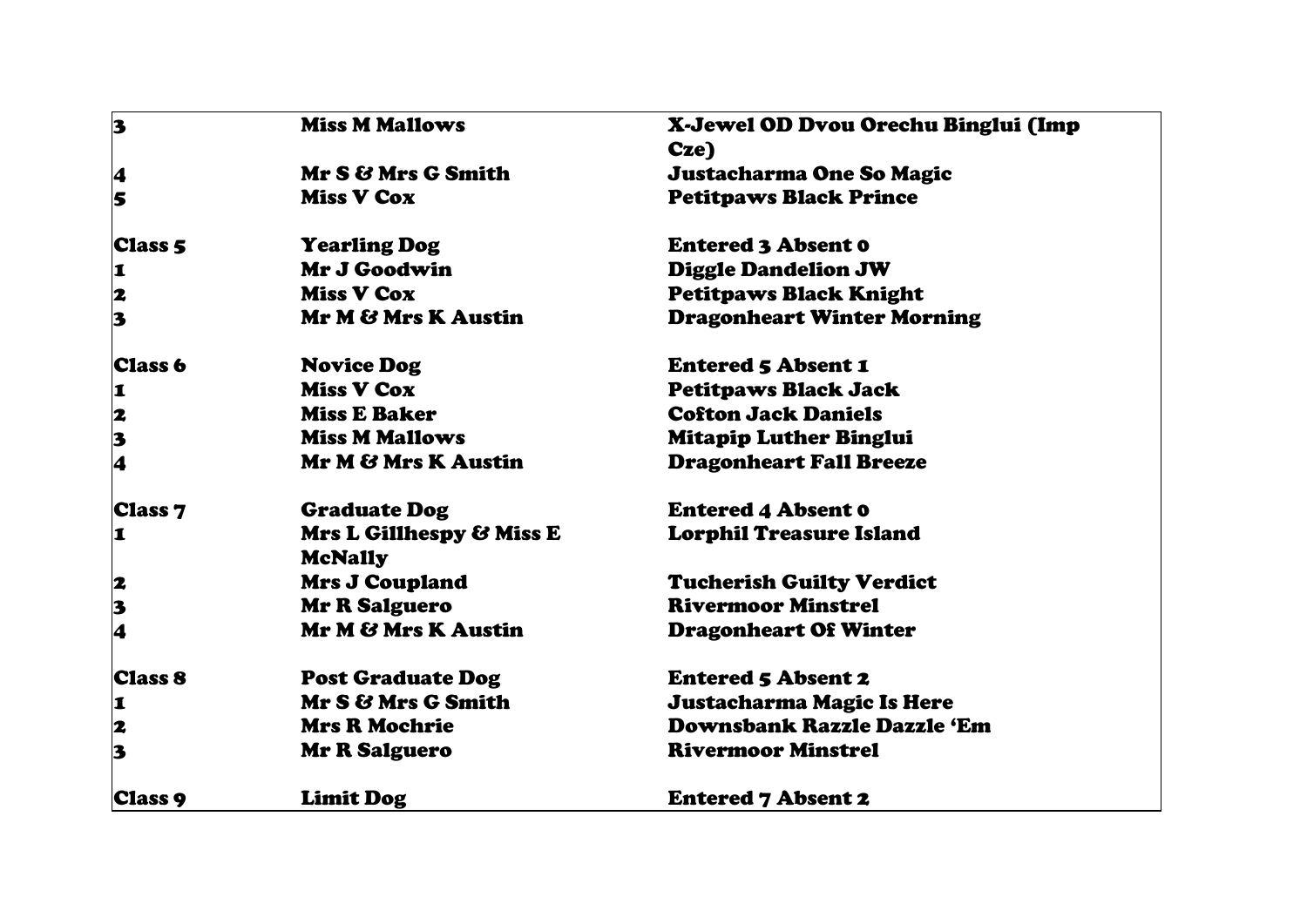| | | |
|---|---|---|
| 3 | Miss M Mallows | X-Jewel OD Dvou Orechu Binglui (Imp Cze) |
| 4 | Mr S & Mrs G Smith | Justacharma One So Magic |
| 5 | Miss V Cox | Petitpaws Black Prince |
| | | |
| Class 5 | Yearling Dog | Entered 3 Absent 0 |
| 1 | Mr J Goodwin | Diggle Dandelion JW |
| 2 | Miss V Cox | Petitpaws Black Knight |
| 3 | Mr M & Mrs K Austin | Dragonheart Winter Morning |
| | | |
| Class 6 | Novice Dog | Entered 5 Absent 1 |
| 1 | Miss V Cox | Petitpaws Black Jack |
| 2 | Miss E Baker | Cofton Jack Daniels |
| 3 | Miss M Mallows | Mitapip Luther Binglui |
| 4 | Mr M & Mrs K Austin | Dragonheart Fall Breeze |
| | | |
| Class 7 | Graduate Dog | Entered 4 Absent 0 |
| 1 | Mrs L Gillhespy & Miss E McNally | Lorphil Treasure Island |
| 2 | Mrs J Coupland | Tucherish Guilty Verdict |
| 3 | Mr R Salguero | Rivermoor Minstrel |
| 4 | Mr M & Mrs K Austin | Dragonheart Of Winter |
| | | |
| Class 8 | Post Graduate Dog | Entered 5 Absent 2 |
| 1 | Mr S & Mrs G Smith | Justacharma Magic Is Here |
| 2 | Mrs R Mochrie | Downsbank Razzle Dazzle 'Em |
| 3 | Mr R Salguero | Rivermoor Minstrel |
| | | |
| Class 9 | Limit Dog | Entered 7 Absent 2 |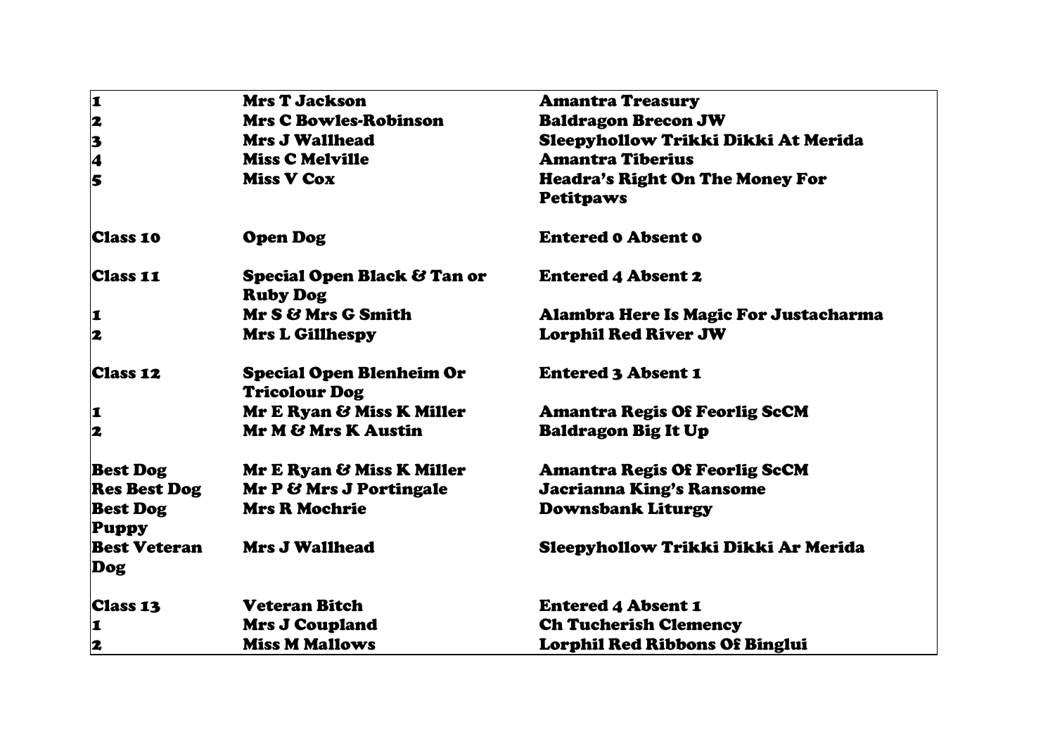| | | |
|---|---|---|
| 1 | Mrs T Jackson | Amantra Treasury |
| 2 | Mrs C Bowles-Robinson | Baldragon Brecon JW |
| 3 | Mrs J Wallhead | Sleepyhollow Trikki Dikki At Merida |
| 4 | Miss C Melville | Amantra Tiberius |
| 5 | Miss V Cox | Headra's Right On The Money For Petitpaws |
| **Class 10** | **Open Dog** | **Entered 0 Absent 0** |
| **Class 11** | **Special Open Black & Tan or Ruby Dog** | **Entered 4 Absent 2** |
| 1 | Mr S & Mrs G Smith | Alambra Here Is Magic For Justacharma |
| 2 | Mrs L Gillhespy | Lorphil Red River JW |
| **Class 12** | **Special Open Blenheim Or Tricolour Dog** | **Entered 3 Absent 1** |
| 1 | Mr E Ryan & Miss K Miller | Amantra Regis Of Feorlig ScCM |
| 2 | Mr M & Mrs K Austin | Baldragon Big It Up |
| **Best Dog** | Mr E Ryan & Miss K Miller | Amantra Regis Of Feorlig ScCM |
| **Res Best Dog** | Mr P & Mrs J Portingale | Jacrianna King's Ransome |
| **Best Dog Puppy** | Mrs R Mochrie | Downsbank Liturgy |
| **Best Veteran Dog** | Mrs J Wallhead | Sleepyhollow Trikki Dikki Ar Merida |
| **Class 13** | **Veteran Bitch** | **Entered 4 Absent 1** |
| 1 | Mrs J Coupland | Ch Tucherish Clemency |
| 2 | Miss M Mallows | Lorphil Red Ribbons Of Binglui |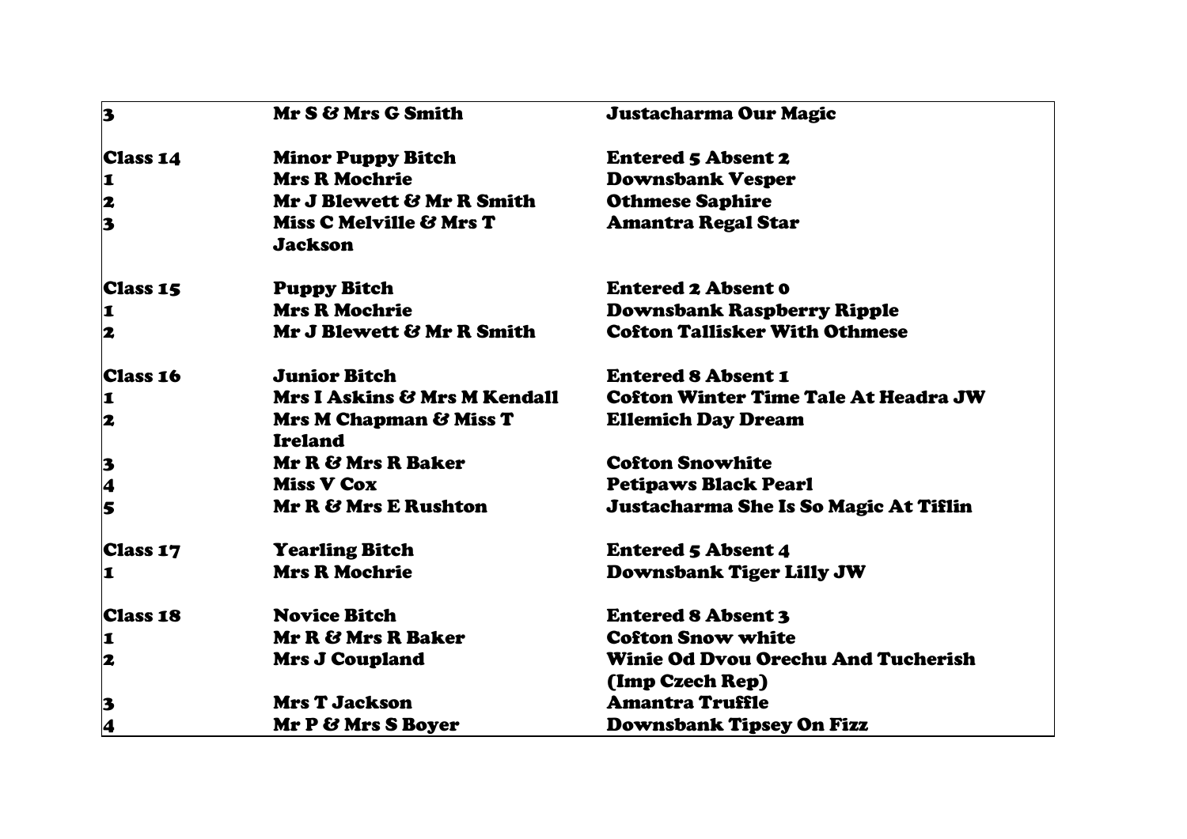| | | |
|---|---|---|
| **3** | **Mr S & Mrs G Smith** | **Justacharma Our Magic** |
| | | |
| **Class 14** | **Minor Puppy Bitch** | **Entered 5 Absent 2** |
| **1** | **Mrs R Mochrie** | **Downsbank Vesper** |
| **2** | **Mr J Blewett & Mr R Smith** | **Othmese Saphire** |
| **3** | **Miss C Melville & Mrs T Jackson** | **Amantra Regal Star** |
| | | |
| **Class 15** | **Puppy Bitch** | **Entered 2 Absent 0** |
| **1** | **Mrs R Mochrie** | **Downsbank Raspberry Ripple** |
| **2** | **Mr J Blewett & Mr R Smith** | **Cofton Tallisker With Othmese** |
| | | |
| **Class 16** | **Junior Bitch** | **Entered 8 Absent 1** |
| **1** | **Mrs I Askins & Mrs M Kendall** | **Cofton Winter Time Tale At Headra JW** |
| **2** | **Mrs M Chapman & Miss T Ireland** | **Ellemich Day Dream** |
| **3** | **Mr R & Mrs R Baker** | **Cofton Snowhite** |
| **4** | **Miss V Cox** | **Petipaws Black Pearl** |
| **5** | **Mr R & Mrs E Rushton** | **Justacharma She Is So Magic At Tiflin** |
| | | |
| **Class 17** | **Yearling Bitch** | **Entered 5 Absent 4** |
| **1** | **Mrs R Mochrie** | **Downsbank Tiger Lilly JW** |
| | | |
| **Class 18** | **Novice Bitch** | **Entered 8 Absent 3** |
| **1** | **Mr R & Mrs R Baker** | **Cofton Snow white** |
| **2** | **Mrs J Coupland** | **Winie Od Dvou Orechu And Tucherish (Imp Czech Rep)** |
| **3** | **Mrs T Jackson** | **Amantra Truffle** |
| **4** | **Mr P & Mrs S Boyer** | **Downsbank Tipsey On Fizz** |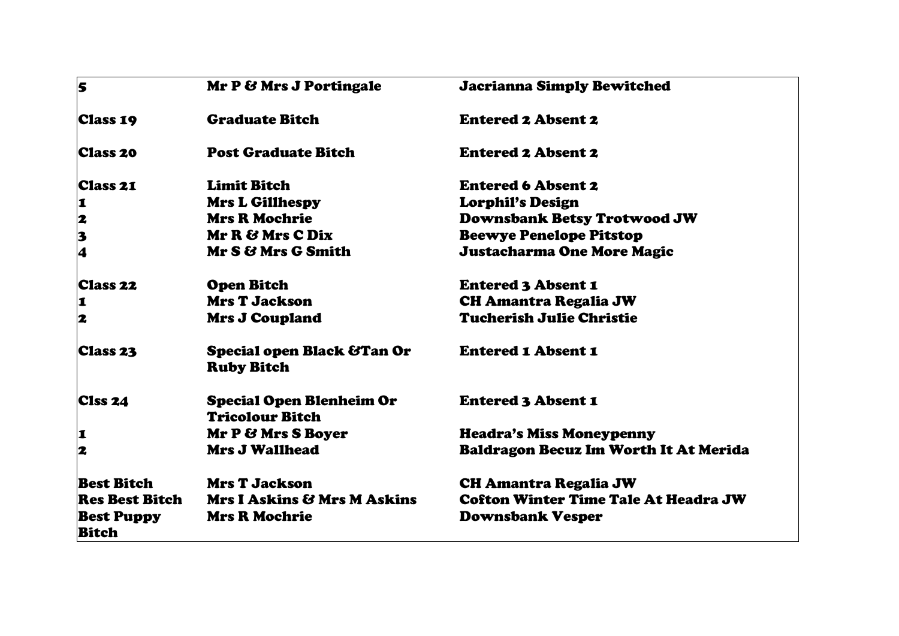| | | |
|---|---|---|
| **5** | **Mr P & Mrs J Portingale** | **Jacrianna Simply Bewitched** |
| **Class 19** | **Graduate Bitch** | **Entered 2 Absent 2** |
| **Class 20** | **Post Graduate Bitch** | **Entered 2 Absent 2** |
| **Class 21** | **Limit Bitch** | **Entered 6 Absent 2** |
| **1** | **Mrs L Gillhespy** | **Lorphil's Design** |
| **2** | **Mrs R Mochrie** | **Downsbank Betsy Trotwood JW** |
| **3** | **Mr R & Mrs C Dix** | **Beewye Penelope Pitstop** |
| **4** | **Mr S & Mrs G Smith** | **Justacharma One More Magic** |
| **Class 22** | **Open Bitch** | **Entered 3 Absent 1** |
| **1** | **Mrs T Jackson** | **CH Amantra Regalia JW** |
| **2** | **Mrs J Coupland** | **Tucherish Julie Christie** |
| **Class 23** | **Special open Black &Tan Or Ruby Bitch** | **Entered 1 Absent 1** |
| **Clss 24** | **Special Open Blenheim Or Tricolour Bitch** | **Entered 3 Absent 1** |
| **1** | **Mr P & Mrs S Boyer** | **Headra's Miss Moneypenny** |
| **2** | **Mrs J Wallhead** | **Baldragon Becuz Im Worth It At Merida** |
| **Best Bitch** | **Mrs T Jackson** | **CH Amantra Regalia JW** |
| **Res Best Bitch** | **Mrs I Askins & Mrs M Askins** | **Cofton Winter Time Tale At Headra JW** |
| **Best Puppy Bitch** | **Mrs R Mochrie** | **Downsbank Vesper** |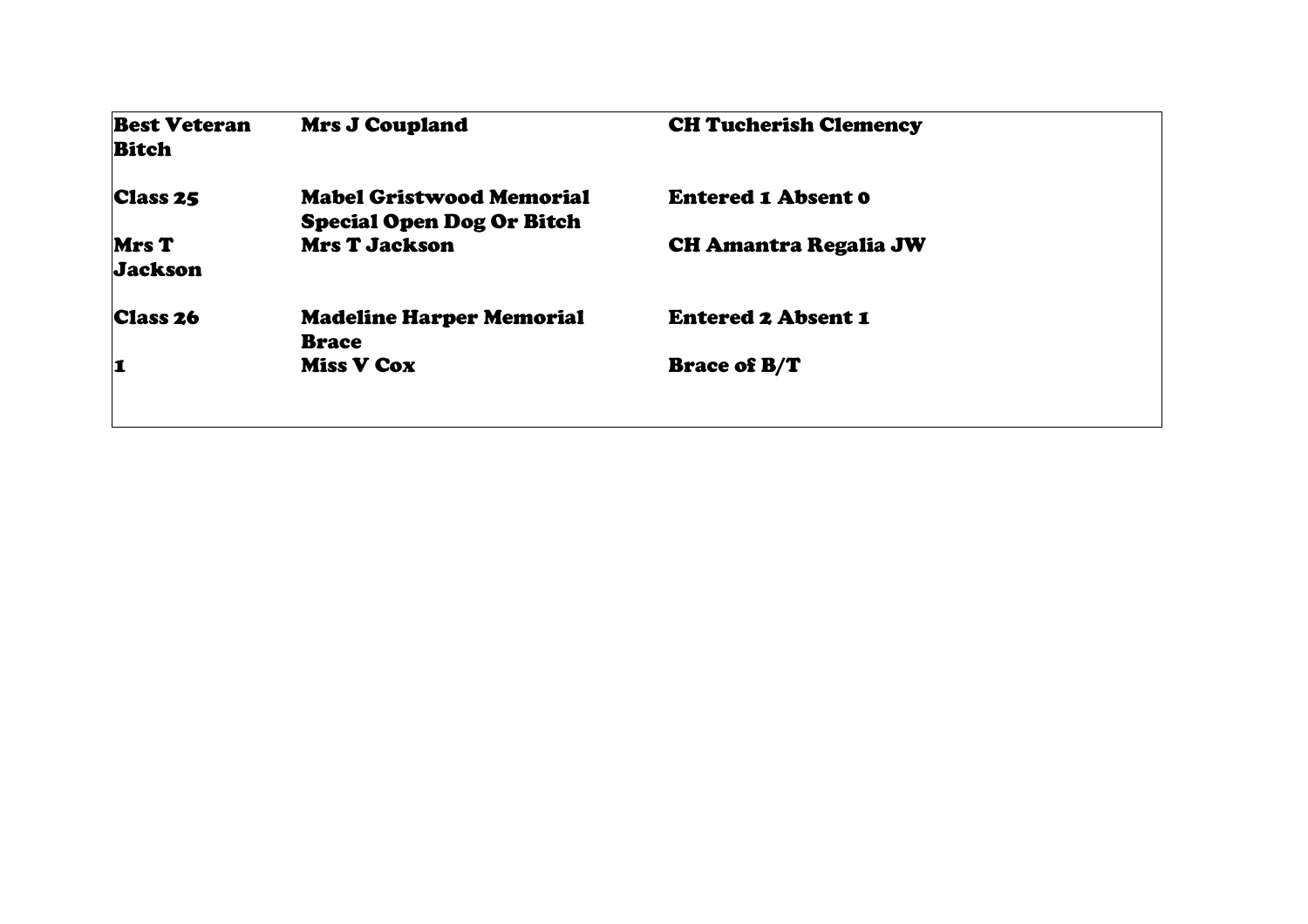| | | |
|---|---|---|
| **Best Veteran Bitch** | **Mrs J Coupland** | **CH Tucherish Clemency** |
| **Class 25** | **Mabel Gristwood Memorial Special Open Dog Or Bitch** | **Entered 1 Absent 0** |
| **Mrs T Jackson** | **Mrs T Jackson** | **CH Amantra Regalia JW** |
| **Class 26** | **Madeline Harper Memorial Brace** | **Entered 2 Absent 1** |
| **1** | **Miss V Cox** | **Brace of B/T** |